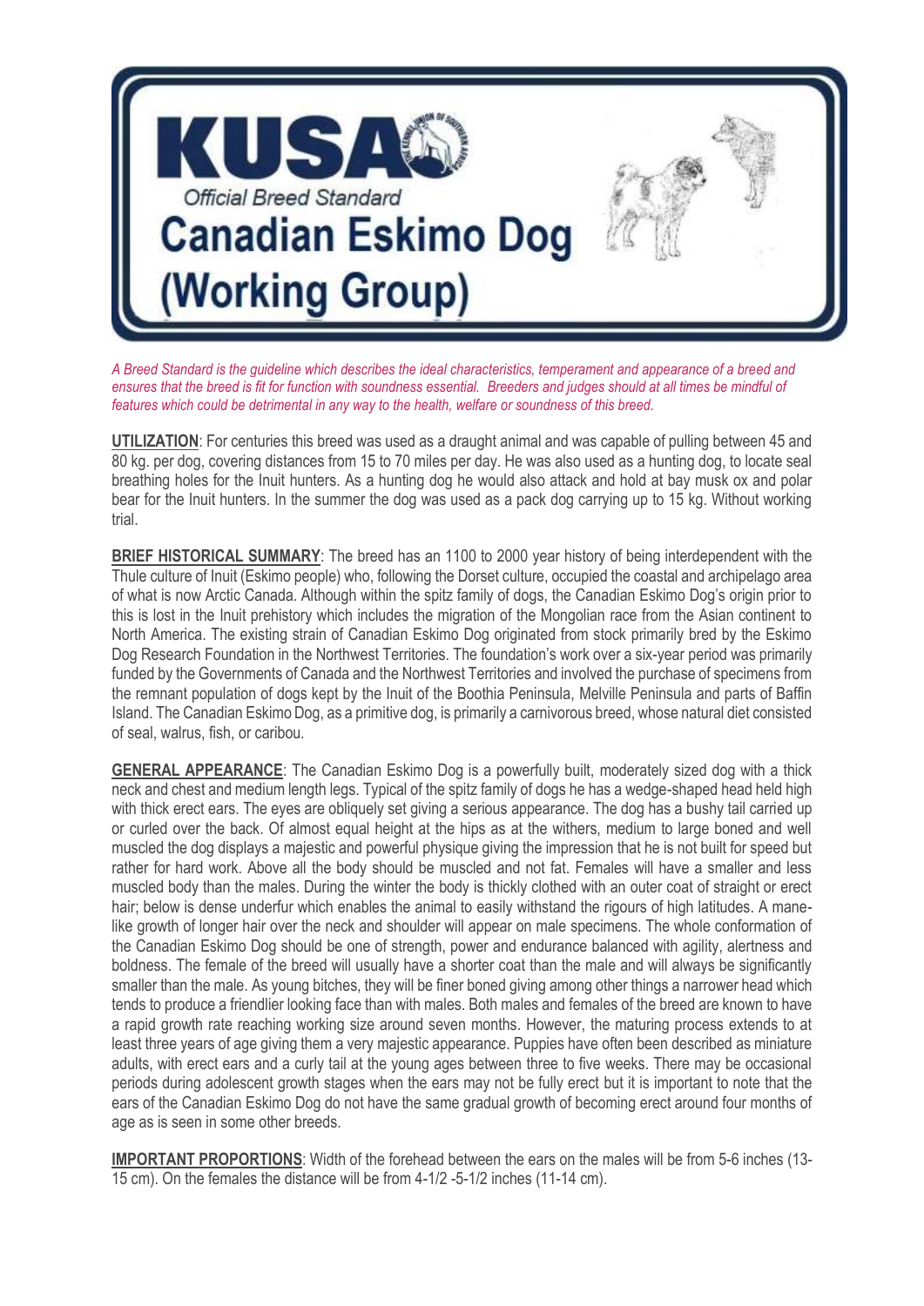# KUSA

*Official Breed Standard*

# Canadian Eskimo Dog (Working Group)

*A Breed Standard is the guideline which describes the ideal characteristics, temperament and appearance of a breed and ensures that the breed is fit for function with soundness essential. Breeders and judges should at all times be mindful of features which could be detrimental in any way to the health, welfare or soundness of this breed.*

**UTILIZATION**: For centuries this breed was used as a draught animal and was capable of pulling between 45 and 80 kg. per dog, covering distances from 15 to 70 miles per day. He was also used as a hunting dog, to locate seal breathing holes for the Inuit hunters. As a hunting dog he would also attack and hold at bay musk ox and polar bear for the Inuit hunters. In the summer the dog was used as a pack dog carrying up to 15 kg. Without working trial.

**BRIEF HISTORICAL SUMMARY**: The breed has an 1100 to 2000 year history of being interdependent with the Thule culture of Inuit (Eskimo people) who, following the Dorset culture, occupied the coastal and archipelago area of what is now Arctic Canada. Although within the spitz family of dogs, the Canadian Eskimo Dog's origin prior to this is lost in the Inuit prehistory which includes the migration of the Mongolian race from the Asian continent to North America. The existing strain of Canadian Eskimo Dog originated from stock primarily bred by the Eskimo Dog Research Foundation in the Northwest Territories. The foundation's work over a six-year period was primarily funded by the Governments of Canada and the Northwest Territories and involved the purchase of specimens from the remnant population of dogs kept by the Inuit of the Boothia Peninsula, Melville Peninsula and parts of Baffin Island. The Canadian Eskimo Dog, as a primitive dog, is primarily a carnivorous breed, whose natural diet consisted of seal, walrus, fish, or caribou.

**GENERAL APPEARANCE**: The Canadian Eskimo Dog is a powerfully built, moderately sized dog with a thick neck and chest and medium length legs. Typical of the spitz family of dogs he has a wedge-shaped head held high with thick erect ears. The eyes are obliquely set giving a serious appearance. The dog has a bushy tail carried up or curled over the back. Of almost equal height at the hips as at the withers, medium to large boned and well muscled the dog displays a majestic and powerful physique giving the impression that he is not built for speed but rather for hard work. Above all the body should be muscled and not fat. Females will have a smaller and less muscled body than the males. During the winter the body is thickly clothed with an outer coat of straight or erect hair; below is dense underfur which enables the animal to easily withstand the rigours of high latitudes. A mane-like growth of longer hair over the neck and shoulder will appear on male specimens. The whole conformation of the Canadian Eskimo Dog should be one of strength, power and endurance balanced with agility, alertness and boldness. The female of the breed will usually have a shorter coat than the male and will always be significantly smaller than the male. As young bitches, they will be finer boned giving among other things a narrower head which tends to produce a friendlier looking face than with males. Both males and females of the breed are known to have a rapid growth rate reaching working size around seven months. However, the maturing process extends to at least three years of age giving them a very majestic appearance. Puppies have often been described as miniature adults, with erect ears and a curly tail at the young ages between three to five weeks. There may be occasional periods during adolescent growth stages when the ears may not be fully erect but it is important to note that the ears of the Canadian Eskimo Dog do not have the same gradual growth of becoming erect around four months of age as is seen in some other breeds.

**IMPORTANT PROPORTIONS**: Width of the forehead between the ears on the males will be from 5-6 inches (13-15 cm). On the females the distance will be from 4-1/2 -5-1/2 inches (11-14 cm).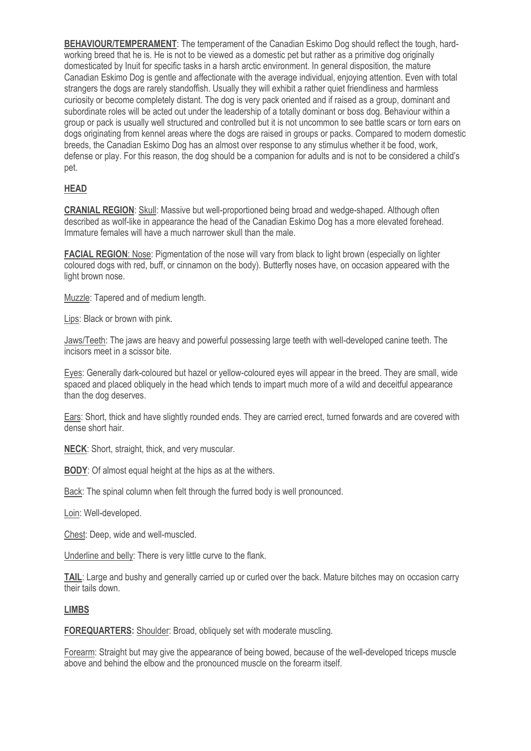**BEHAVIOUR/TEMPERAMENT**: The temperament of the Canadian Eskimo Dog should reflect the tough, hard-working breed that he is. He is not to be viewed as a domestic pet but rather as a primitive dog originally domesticated by Inuit for specific tasks in a harsh arctic environment. In general disposition, the mature Canadian Eskimo Dog is gentle and affectionate with the average individual, enjoying attention. Even with total strangers the dogs are rarely standoffish. Usually they will exhibit a rather quiet friendliness and harmless curiosity or become completely distant. The dog is very pack oriented and if raised as a group, dominant and subordinate roles will be acted out under the leadership of a totally dominant or boss dog. Behaviour within a group or pack is usually well structured and controlled but it is not uncommon to see battle scars or torn ears on dogs originating from kennel areas where the dogs are raised in groups or packs. Compared to modern domestic breeds, the Canadian Eskimo Dog has an almost over response to any stimulus whether it be food, work, defense or play. For this reason, the dog should be a companion for adults and is not to be considered a child's pet.

## HEAD

**CRANIAL REGION**: Skull: Massive but well-proportioned being broad and wedge-shaped. Although often described as wolf-like in appearance the head of the Canadian Eskimo Dog has a more elevated forehead. Immature females will have a much narrower skull than the male.

**FACIAL REGION**: Nose: Pigmentation of the nose will vary from black to light brown (especially on lighter coloured dogs with red, buff, or cinnamon on the body). Butterfly noses have, on occasion appeared with the light brown nose.

Muzzle: Tapered and of medium length.

Lips: Black or brown with pink.

Jaws/Teeth: The jaws are heavy and powerful possessing large teeth with well-developed canine teeth. The incisors meet in a scissor bite.

Eyes: Generally dark-coloured but hazel or yellow-coloured eyes will appear in the breed. They are small, wide spaced and placed obliquely in the head which tends to impart much more of a wild and deceitful appearance than the dog deserves.

Ears: Short, thick and have slightly rounded ends. They are carried erect, turned forwards and are covered with dense short hair.

**NECK**: Short, straight, thick, and very muscular.

**BODY**: Of almost equal height at the hips as at the withers.

Back: The spinal column when felt through the furred body is well pronounced.

Loin: Well-developed.

Chest: Deep, wide and well-muscled.

Underline and belly: There is very little curve to the flank.

**TAIL**: Large and bushy and generally carried up or curled over the back. Mature bitches may on occasion carry their tails down.

## LIMBS

**FOREQUARTERS:** Shoulder: Broad, obliquely set with moderate muscling.

Forearm: Straight but may give the appearance of being bowed, because of the well-developed triceps muscle above and behind the elbow and the pronounced muscle on the forearm itself.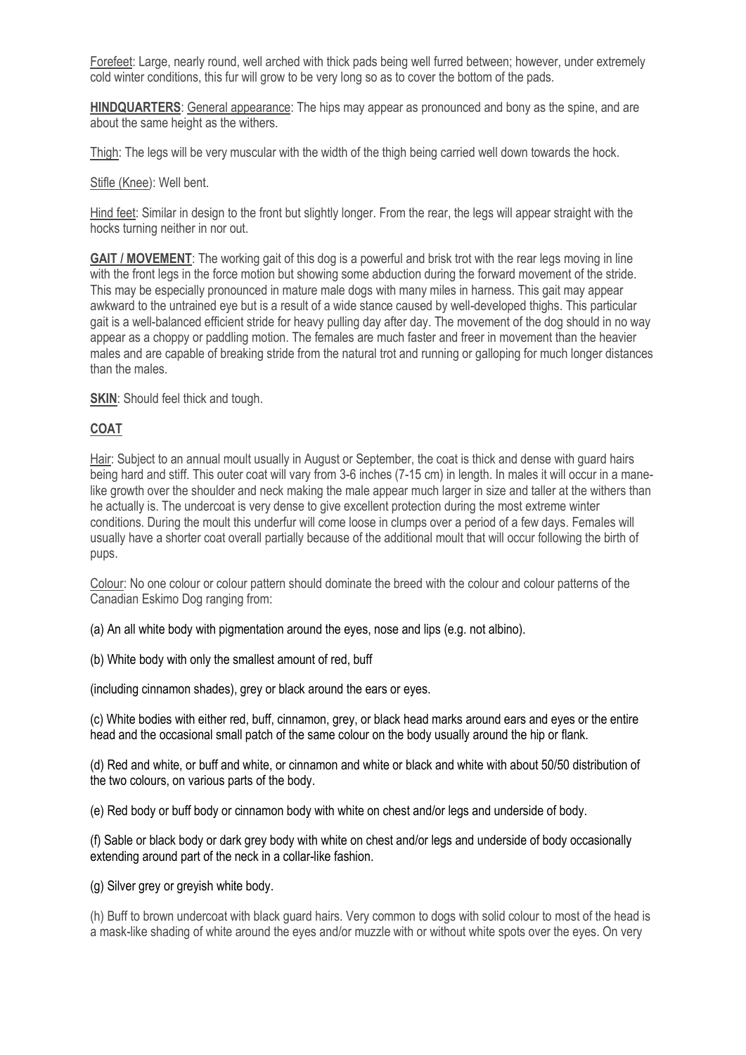Forefeet: Large, nearly round, well arched with thick pads being well furred between; however, under extremely cold winter conditions, this fur will grow to be very long so as to cover the bottom of the pads.

**HINDQUARTERS**: General appearance: The hips may appear as pronounced and bony as the spine, and are about the same height as the withers.

Thigh: The legs will be very muscular with the width of the thigh being carried well down towards the hock.

Stifle (Knee): Well bent.

Hind feet: Similar in design to the front but slightly longer. From the rear, the legs will appear straight with the hocks turning neither in nor out.

**GAIT / MOVEMENT**: The working gait of this dog is a powerful and brisk trot with the rear legs moving in line with the front legs in the force motion but showing some abduction during the forward movement of the stride. This may be especially pronounced in mature male dogs with many miles in harness. This gait may appear awkward to the untrained eye but is a result of a wide stance caused by well-developed thighs. This particular gait is a well-balanced efficient stride for heavy pulling day after day. The movement of the dog should in no way appear as a choppy or paddling motion. The females are much faster and freer in movement than the heavier males and are capable of breaking stride from the natural trot and running or galloping for much longer distances than the males.

**SKIN**: Should feel thick and tough.

**COAT**

Hair: Subject to an annual moult usually in August or September, the coat is thick and dense with guard hairs being hard and stiff. This outer coat will vary from 3-6 inches (7-15 cm) in length. In males it will occur in a mane-like growth over the shoulder and neck making the male appear much larger in size and taller at the withers than he actually is. The undercoat is very dense to give excellent protection during the most extreme winter conditions. During the moult this underfur will come loose in clumps over a period of a few days. Females will usually have a shorter coat overall partially because of the additional moult that will occur following the birth of pups.

Colour: No one colour or colour pattern should dominate the breed with the colour and colour patterns of the Canadian Eskimo Dog ranging from:

(a) An all white body with pigmentation around the eyes, nose and lips (e.g. not albino).

(b) White body with only the smallest amount of red, buff

(including cinnamon shades), grey or black around the ears or eyes.

(c) White bodies with either red, buff, cinnamon, grey, or black head marks around ears and eyes or the entire head and the occasional small patch of the same colour on the body usually around the hip or flank.

(d) Red and white, or buff and white, or cinnamon and white or black and white with about 50/50 distribution of the two colours, on various parts of the body.

(e) Red body or buff body or cinnamon body with white on chest and/or legs and underside of body.

(f) Sable or black body or dark grey body with white on chest and/or legs and underside of body occasionally extending around part of the neck in a collar-like fashion.

(g) Silver grey or greyish white body.

(h) Buff to brown undercoat with black guard hairs. Very common to dogs with solid colour to most of the head is a mask-like shading of white around the eyes and/or muzzle with or without white spots over the eyes. On very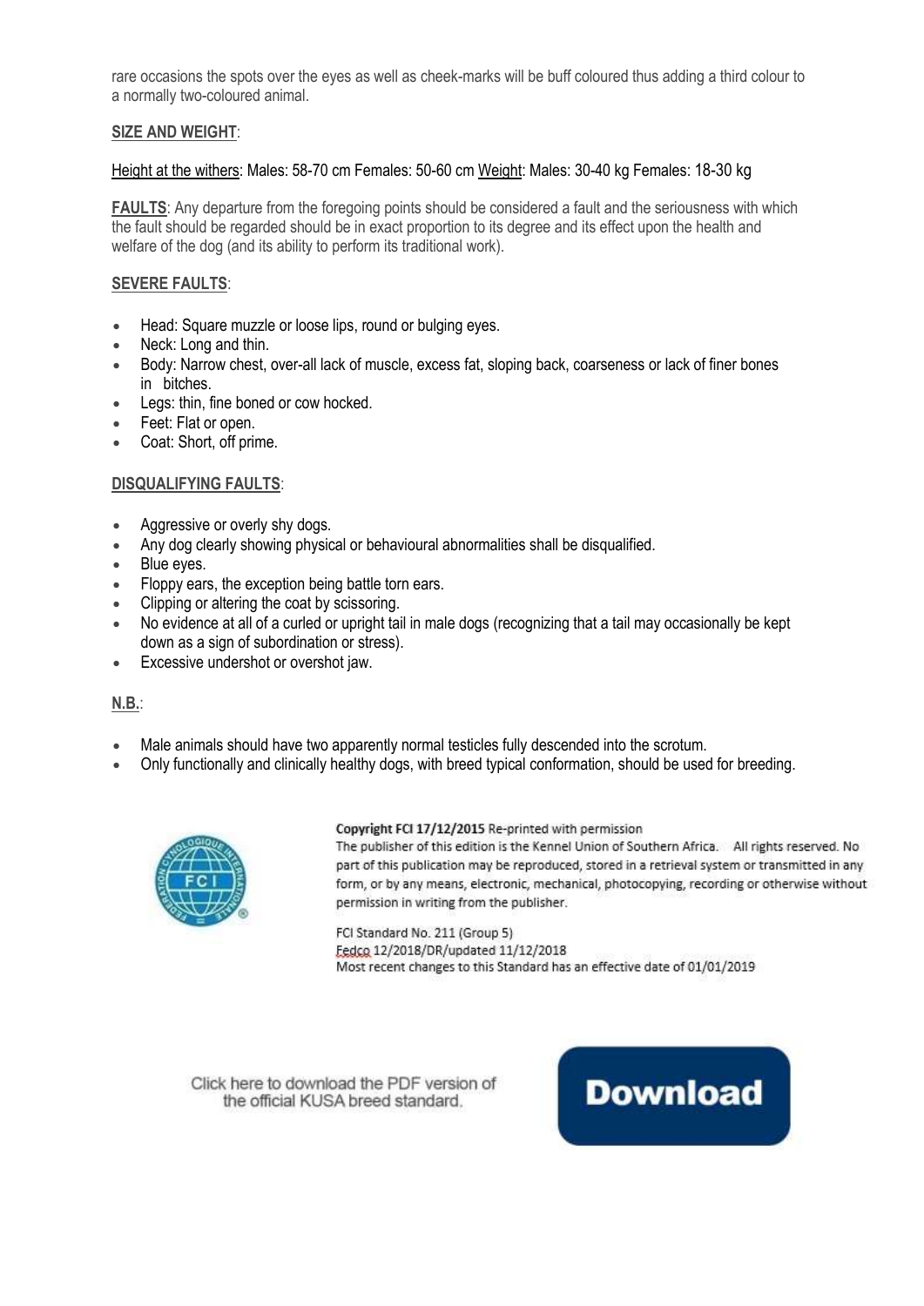rare occasions the spots over the eyes as well as cheek-marks will be buff coloured thus adding a third colour to a normally two-coloured animal.

**SIZE AND WEIGHT**:

Height at the withers: Males: 58-70 cm Females: 50-60 cm Weight: Males: 30-40 kg Females: 18-30 kg

**FAULTS**: Any departure from the foregoing points should be considered a fault and the seriousness with which the fault should be regarded should be in exact proportion to its degree and its effect upon the health and welfare of the dog (and its ability to perform its traditional work).

**SEVERE FAULTS**:

- Head: Square muzzle or loose lips, round or bulging eyes.
- Neck: Long and thin.
- Body: Narrow chest, over-all lack of muscle, excess fat, sloping back, coarseness or lack of finer bones in bitches.
- Legs: thin, fine boned or cow hocked.
- Feet: Flat or open.
- Coat: Short, off prime.

**DISQUALIFYING FAULTS**:

- Aggressive or overly shy dogs.
- Any dog clearly showing physical or behavioural abnormalities shall be disqualified.
- Blue eyes.
- Floppy ears, the exception being battle torn ears.
- Clipping or altering the coat by scissoring.
- No evidence at all of a curled or upright tail in male dogs (recognizing that a tail may occasionally be kept down as a sign of subordination or stress).
- Excessive undershot or overshot jaw.

**N.B.**:

- Male animals should have two apparently normal testicles fully descended into the scrotum.
- Only functionally and clinically healthy dogs, with breed typical conformation, should be used for breeding.

**Copyright FCI 17/12/2015** Re-printed with permission
The publisher of this edition is the Kennel Union of Southern Africa. All rights reserved. No part of this publication may be reproduced, stored in a retrieval system or transmitted in any form, or by any means, electronic, mechanical, photocopying, recording or otherwise without permission in writing from the publisher.

FCI Standard No. 211 (Group 5)
Fedco 12/2018/DR/updated 11/12/2018
Most recent changes to this Standard has an effective date of 01/01/2019

Click here to download the PDF version of the official KUSA breed standard.

Download